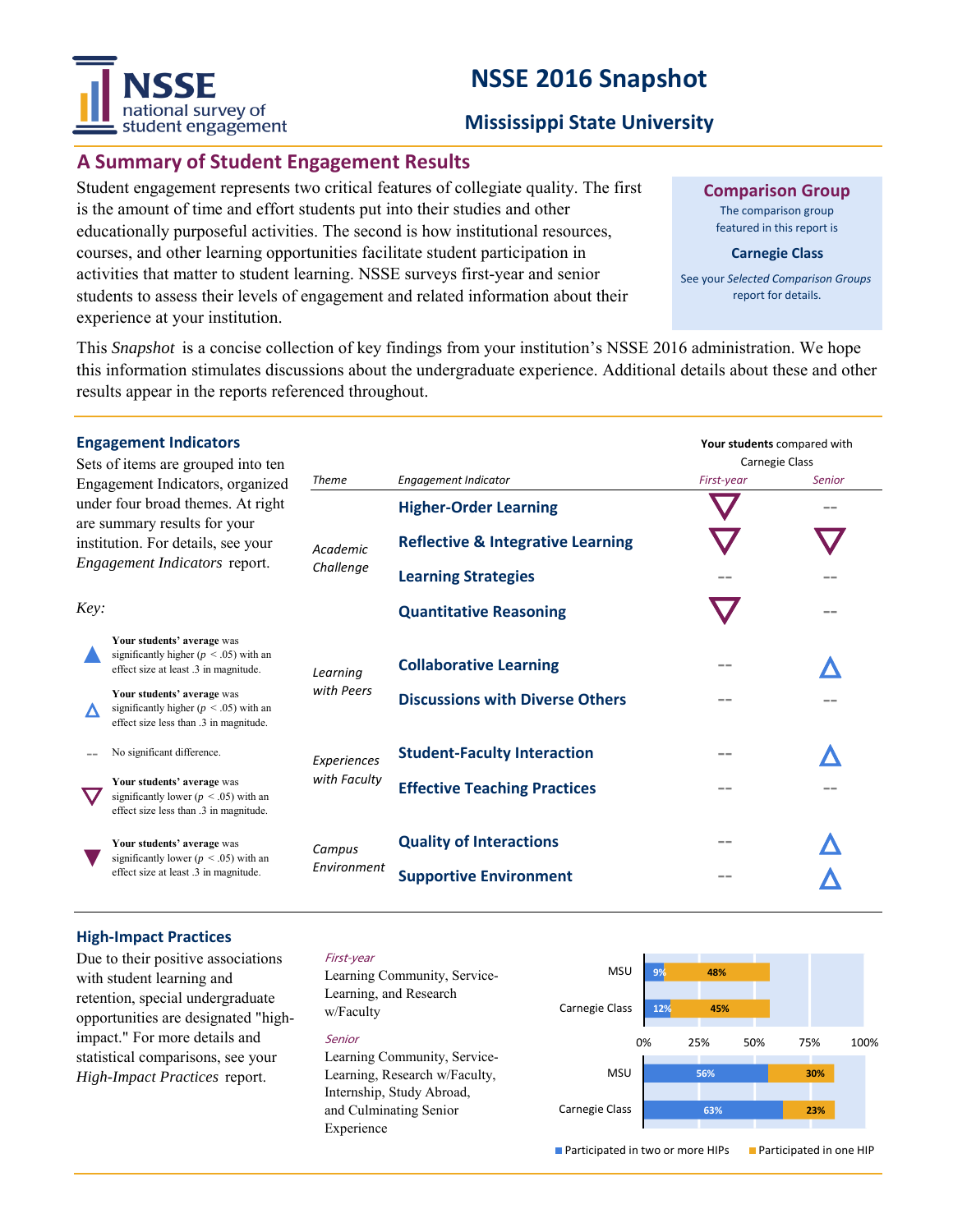# NSSE 2016 Snapshot

## Mississippi State University

## A Summary of Student Engagement Results

Student engagement represents two critical features of collegiate quality. The first is the amount of time and effort students put into their studies and other educationally purposeful activities. The second is how institutional resources, courses, and other learning opportunities facilitate student participation in activities that matter to student learning. NSSE surveys first-year and senior students to assess their levels of engagement and related information about their experience at your institution.

**Comparison Group**

The comparison group featured in this report is

**Carnegie Class**

See your *Selected Comparison Groups* report for details.

This *Snapshot* is a concise collection of key findings from your institution's NSSE 2016 administration. We hope this information stimulates discussions about the undergraduate experience. Additional details about these and other results appear in the reports referenced throughout.

### Engagement Indicators

Sets of items are grouped into ten Engagement Indicators, organized under four broad themes. At right are summary results for your institution. For details, see your *Engagement Indicators* report.

*Key:*

- ▲ **Your students' average** was significantly higher ($p < .05$) with an effect size at least .3 in magnitude.
- △ **Your students' average** was significantly higher ($p < .05$) with an effect size less than .3 in magnitude.
- -- No significant difference.
- ▽ **Your students' average** was significantly lower ($p < .05$) with an effect size less than .3 in magnitude.
- ▼ **Your students' average** was significantly lower ($p < .05$) with an effect size at least .3 in magnitude.

**Your students** compared with Carnegie Class

| *Theme* | *Engagement Indicator* | *First-year* | *Senior* |
|---|---|---|---|
| *Academic Challenge* | Higher-Order Learning | ▽ | -- |
| | Reflective & Integrative Learning | ▽ | ▽ |
| | Learning Strategies | -- | -- |
| | Quantitative Reasoning | ▽ | -- |
| *Learning with Peers* | Collaborative Learning | -- | △ |
| | Discussions with Diverse Others | -- | -- |
| *Experiences with Faculty* | Student-Faculty Interaction | -- | △ |
| | Effective Teaching Practices | -- | -- |
| *Campus Environment* | Quality of Interactions | -- | △ |
| | Supportive Environment | -- | △ |

### High-Impact Practices

Due to their positive associations with student learning and retention, special undergraduate opportunities are designated "high-impact." For more details and statistical comparisons, see your *High-Impact Practices* report.

*First-year*
Learning Community, Service-Learning, and Research w/Faculty

*Senior*
Learning Community, Service-Learning, Research w/Faculty, Internship, Study Abroad, and Culminating Senior Experience

| | | Participated in two or more HIPs | Participated in one HIP |
|---|---|---|---|
| First-year | MSU | 9% | 48% |
| | Carnegie Class | 12% | 45% |
| Senior | MSU | 56% | 30% |
| | Carnegie Class | 63% | 23% |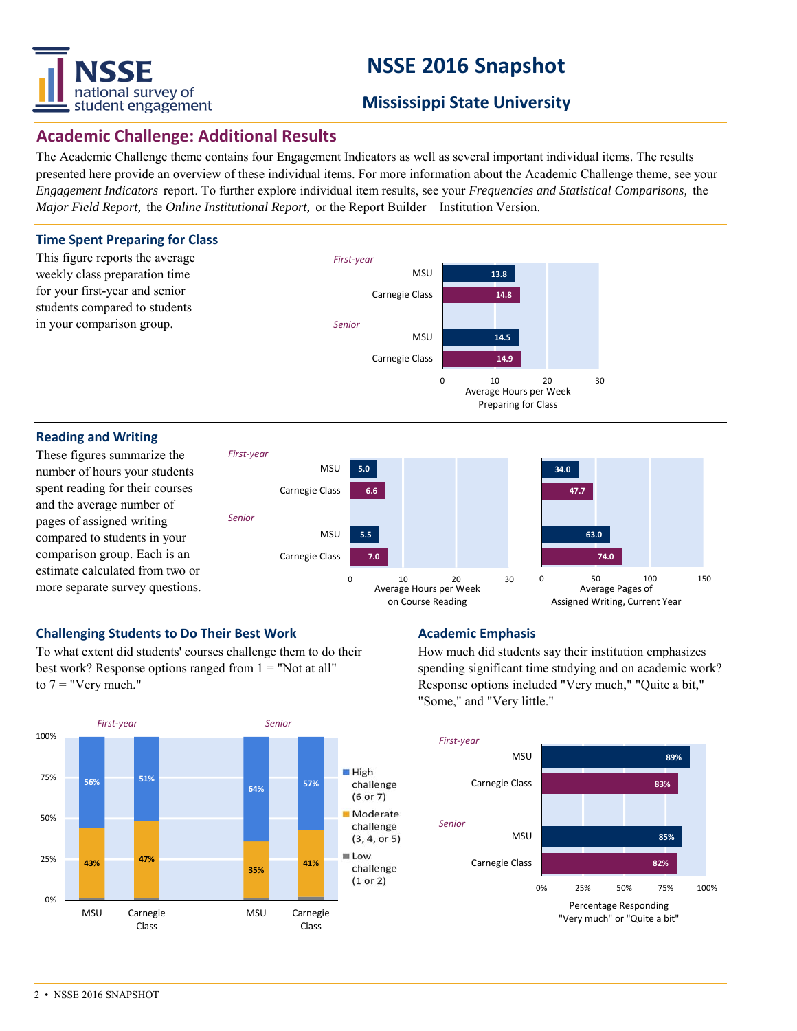# NSSE 2016 Snapshot

## Mississippi State University

## Academic Challenge: Additional Results

The Academic Challenge theme contains four Engagement Indicators as well as several important individual items. The results presented here provide an overview of these individual items. For more information about the Academic Challenge theme, see your *Engagement Indicators* report. To further explore individual item results, see your *Frequencies and Statistical Comparisons,* the *Major Field Report,* the *Online Institutional Report,* or the Report Builder—Institution Version.

### Time Spent Preparing for Class

This figure reports the average weekly class preparation time for your first-year and senior students compared to students in your comparison group.

| | | Average Hours per Week Preparing for Class |
|---|---|---|
| *First-year* | MSU | 13.8 |
| | Carnegie Class | 14.8 |
| *Senior* | MSU | 14.5 |
| | Carnegie Class | 14.9 |

### Reading and Writing

These figures summarize the number of hours your students spent reading for their courses and the average number of pages of assigned writing compared to students in your comparison group. Each is an estimate calculated from two or more separate survey questions.

| | | Average Hours per Week on Course Reading | Average Pages of Assigned Writing, Current Year |
|---|---|---|---|
| *First-year* | MSU | 5.0 | 34.0 |
| | Carnegie Class | 6.6 | 47.7 |
| *Senior* | MSU | 5.5 | 63.0 |
| | Carnegie Class | 7.0 | 74.0 |

### Challenging Students to Do Their Best Work

To what extent did students' courses challenge them to do their best work? Response options ranged from 1 = "Not at all" to 7 = "Very much."

| | | High challenge (6 or 7) | Moderate challenge (3, 4, or 5) | Low challenge (1 or 2) |
|---|---|---|---|---|
| *First-year* | MSU | 56% | 43% | |
| | Carnegie Class | 51% | 47% | |
| *Senior* | MSU | 64% | 35% | |
| | Carnegie Class | 57% | 41% | |

### Academic Emphasis

How much did students say their institution emphasizes spending significant time studying and on academic work? Response options included "Very much," "Quite a bit," "Some," and "Very little."

| | | Percentage Responding "Very much" or "Quite a bit" |
|---|---|---|
| *First-year* | MSU | 89% |
| | Carnegie Class | 83% |
| *Senior* | MSU | 85% |
| | Carnegie Class | 82% |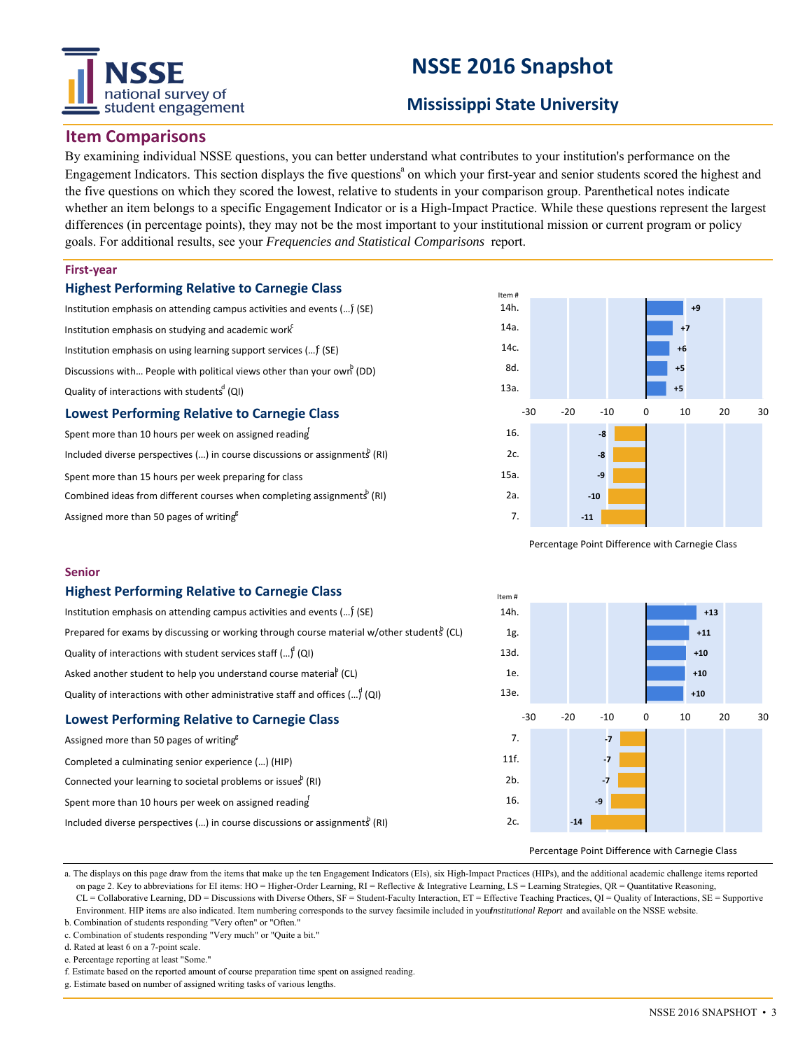# NSSE 2016 Snapshot

## Mississippi State University

## Item Comparisons

By examining individual NSSE questions, you can better understand what contributes to your institution's performance on the Engagement Indicators. This section displays the five questions[a] on which your first-year and senior students scored the highest and the five questions on which they scored the lowest, relative to students in your comparison group. Parenthetical notes indicate whether an item belongs to a specific Engagement Indicator or is a High-Impact Practice. While these questions represent the largest differences (in percentage points), they may not be the most important to your institutional mission or current program or policy goals. For additional results, see your *Frequencies and Statistical Comparisons* report.

### First-year

#### Highest Performing Relative to Carnegie Class

| Item | Item # | Percentage Point Difference with Carnegie Class |
|---|---|---|
| Institution emphasis on attending campus activities and events (...)[f] (SE) | 14h. | +9 |
| Institution emphasis on studying and academic work[c] | 14a. | +7 |
| Institution emphasis on using learning support services (...)[f] (SE) | 14c. | +6 |
| Discussions with... People with political views other than your own[b] (DD) | 8d. | +5 |
| Quality of interactions with students[d] (QI) | 13a. | +5 |

#### Lowest Performing Relative to Carnegie Class

| Item | Item # | Percentage Point Difference with Carnegie Class |
|---|---|---|
| Spent more than 10 hours per week on assigned reading[f] | 16. | -8 |
| Included diverse perspectives (...) in course discussions or assignments[b] (RI) | 2c. | -8 |
| Spent more than 15 hours per week preparing for class | 15a. | -9 |
| Combined ideas from different courses when completing assignments[b] (RI) | 2a. | -10 |
| Assigned more than 50 pages of writing[g] | 7. | -11 |

### Senior

#### Highest Performing Relative to Carnegie Class

| Item | Item # | Percentage Point Difference with Carnegie Class |
|---|---|---|
| Institution emphasis on attending campus activities and events (...)[f] (SE) | 14h. | +13 |
| Prepared for exams by discussing or working through course material w/other students[b] (CL) | 1g. | +11 |
| Quality of interactions with student services staff (...)[d] (QI) | 13d. | +10 |
| Asked another student to help you understand course material[b] (CL) | 1e. | +10 |
| Quality of interactions with other administrative staff and offices (...)[d] (QI) | 13e. | +10 |

#### Lowest Performing Relative to Carnegie Class

| Item | Item # | Percentage Point Difference with Carnegie Class |
|---|---|---|
| Assigned more than 50 pages of writing[g] | 7. | -7 |
| Completed a culminating senior experience (...) (HIP) | 11f. | -7 |
| Connected your learning to societal problems or issues[b] (RI) | 2b. | -7 |
| Spent more than 10 hours per week on assigned reading[f] | 16. | -9 |
| Included diverse perspectives (...) in course discussions or assignments[b] (RI) | 2c. | -14 |

a. The displays on this page draw from the items that make up the ten Engagement Indicators (EIs), six High-Impact Practices (HIPs), and the additional academic challenge items reported on page 2. Key to abbreviations for EI items: HO = Higher-Order Learning, RI = Reflective & Integrative Learning, LS = Learning Strategies, QR = Quantitative Reasoning, CL = Collaborative Learning, DD = Discussions with Diverse Others, SF = Student-Faculty Interaction, ET = Effective Teaching Practices, QI = Quality of Interactions, SE = Supportive Environment. HIP items are also indicated. Item numbering corresponds to the survey facsimile included in your *Institutional Report* and available on the NSSE website.
b. Combination of students responding "Very often" or "Often."
c. Combination of students responding "Very much" or "Quite a bit."
d. Rated at least 6 on a 7-point scale.
e. Percentage reporting at least "Some."
f. Estimate based on the reported amount of course preparation time spent on assigned reading.
g. Estimate based on number of assigned writing tasks of various lengths.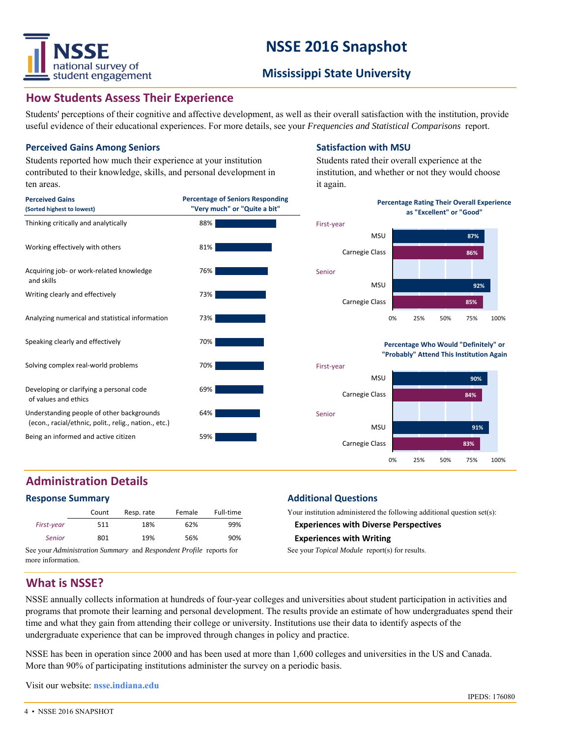# NSSE 2016 Snapshot

## Mississippi State University

## How Students Assess Their Experience

Students' perceptions of their cognitive and affective development, as well as their overall satisfaction with the institution, provide useful evidence of their educational experiences. For more details, see your *Frequencies and Statistical Comparisons* report.

### Perceived Gains Among Seniors

Students reported how much their experience at your institution contributed to their knowledge, skills, and personal development in ten areas.

**Perceived Gains**
(Sorted highest to lowest)

**Percentage of Seniors Responding "Very much" or "Quite a bit"**

Thinking critically and analytically 88%
Working effectively with others 81%
Acquiring job- or work-related knowledge and skills 76%
Writing clearly and effectively 73%
Analyzing numerical and statistical information 73%
Speaking clearly and effectively 70%
Solving complex real-world problems 70%
Developing or clarifying a personal code of values and ethics 69%
Understanding people of other backgrounds (econ., racial/ethnic, polit., relig., nation., etc.) 64%
Being an informed and active citizen 59%

### Satisfaction with MSU

Students rated their overall experience at the institution, and whether or not they would choose it again.

**Percentage Rating Their Overall Experience as "Excellent" or "Good"**

First-year
MSU 87%
Carnegie Class 86%
Senior
MSU 92%
Carnegie Class 85%

0% 25% 50% 75% 100%

**Percentage Who Would "Definitely" or "Probably" Attend This Institution Again**

First-year
MSU 90%
Carnegie Class 84%
Senior
MSU 91%
Carnegie Class 83%

0% 25% 50% 75% 100%

## Administration Details

### Response Summary

| | Count | Resp. rate | Female | Full-time |
|---|---|---|---|---|
| *First-year* | 511 | 18% | 62% | 99% |
| *Senior* | 801 | 19% | 56% | 90% |

See your *Administration Summary* and *Respondent Profile* reports for more information.

### Additional Questions

Your institution administered the following additional question set(s):

**Experiences with Diverse Perspectives**

**Experiences with Writing**

See your *Topical Module* report(s) for results.

## What is NSSE?

NSSE annually collects information at hundreds of four-year colleges and universities about student participation in activities and programs that promote their learning and personal development. The results provide an estimate of how undergraduates spend their time and what they gain from attending their college or university. Institutions use their data to identify aspects of the undergraduate experience that can be improved through changes in policy and practice.

NSSE has been in operation since 2000 and has been used at more than 1,600 colleges and universities in the US and Canada. More than 90% of participating institutions administer the survey on a periodic basis.

Visit our website: **nsse.indiana.edu**

IPEDS: 176080